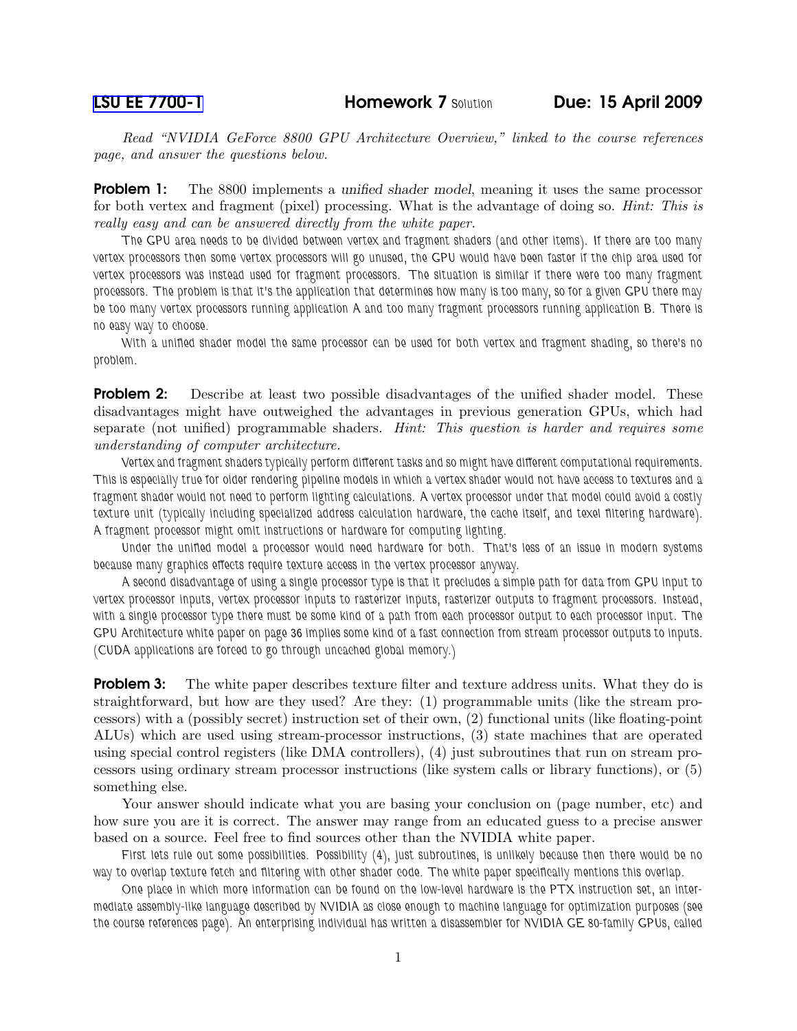[LSU EE 7700-1] **Homework 7** Solution **Due: 15 April 2009**

*Read "NVIDIA GeForce 8800 GPU Architecture Overview," linked to the course references page, and answer the questions below.*

**Problem 1:** The 8800 implements a *unified shader model*, meaning it uses the same processor for both vertex and fragment (pixel) processing. What is the advantage of doing so. *Hint: This is really easy and can be answered directly from the white paper.*

The GPU area needs to be divided between vertex and fragment shaders (and other items). If there are too many vertex processors then some vertex processors will go unused, the GPU would have been faster if the chip area used for vertex processors was instead used for fragment processors. The situation is similar if there were too many fragment processors. The problem is that it's the application that determines how many is too many, so for a given GPU there may be too many vertex processors running application A and too many fragment processors running application B. There is no easy way to choose.

With a unified shader model the same processor can be used for both vertex and fragment shading, so there's no problem.

**Problem 2:** Describe at least two possible disadvantages of the unified shader model. These disadvantages might have outweighed the advantages in previous generation GPUs, which had separate (not unified) programmable shaders. *Hint: This question is harder and requires some understanding of computer architecture.*

Vertex and fragment shaders typically perform different tasks and so might have different computational requirements. This is especially true for older rendering pipeline models in which a vertex shader would not have access to textures and a fragment shader would not need to perform lighting calculations. A vertex processor under that model could avoid a costly texture unit (typically including specialized address calculation hardware, the cache itself, and texel filtering hardware). A fragment processor might omit instructions or hardware for computing lighting.

Under the unified model a processor would need hardware for both. That's less of an issue in modern systems because many graphics effects require texture access in the vertex processor anyway.

A second disadvantage of using a single processor type is that it precludes a simple path for data from GPU input to vertex processor inputs, vertex processor inputs to rasterizer inputs, rasterizer outputs to fragment processors. Instead, with a single processor type there must be some kind of a path from each processor output to each processor input. The GPU Architecture white paper on page 36 implies some kind of a fast connection from stream processor outputs to inputs. (CUDA applications are forced to go through uncached global memory.)

**Problem 3:** The white paper describes texture filter and texture address units. What they do is straightforward, but how are they used? Are they: (1) programmable units (like the stream processors) with a (possibly secret) instruction set of their own, (2) functional units (like floating-point ALUs) which are used using stream-processor instructions, (3) state machines that are operated using special control registers (like DMA controllers), (4) just subroutines that run on stream processors using ordinary stream processor instructions (like system calls or library functions), or (5) something else.

Your answer should indicate what you are basing your conclusion on (page number, etc) and how sure you are it is correct. The answer may range from an educated guess to a precise answer based on a source. Feel free to find sources other than the NVIDIA white paper.

First lets rule out some possibilities. Possibility (4), just subroutines, is unlikely because then there would be no way to overlap texture fetch and filtering with other shader code. The white paper specifically mentions this overlap.

One place in which more information can be found on the low-level hardware is the PTX instruction set, an intermediate assembly-like language described by NVIDIA as close enough to machine language for optimization purposes (see the course references page). An enterprising individual has written a disassembler for NVIDIA GE 80-family GPUs, called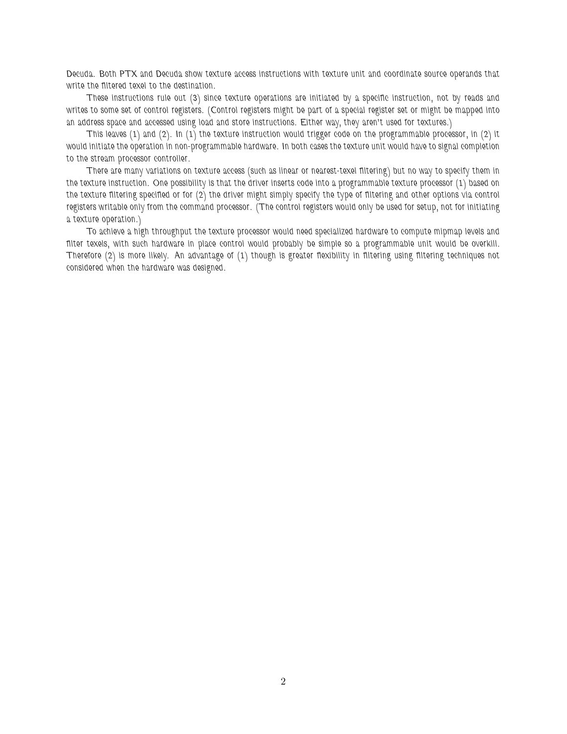Decuda. Both PTX and Decuda show texture access instructions with texture unit and coordinate source operands that write the filtered texel to the destination.

These instructions rule out (3) since texture operations are initiated by a specific instruction, not by reads and writes to some set of control registers. (Control registers might be part of a special register set or might be mapped into an address space and accessed using load and store instructions. Either way, they aren't used for textures.)

This leaves (1) and (2). In (1) the texture instruction would trigger code on the programmable processor, in (2) it would initiate the operation in non-programmable hardware. In both cases the texture unit would have to signal completion to the stream processor controller.

There are many variations on texture access (such as linear or nearest-texel filtering) but no way to specify them in the texture instruction. One possibility is that the driver inserts code into a programmable texture processor (1) based on the texture filtering specified or for (2) the driver might simply specify the type of filtering and other options via control registers writable only from the command processor. (The control registers would only be used for setup, not for initiating a texture operation.)

To achieve a high throughput the texture processor would need specialized hardware to compute mipmap levels and filter texels, with such hardware in place control would probably be simple so a programmable unit would be overkill. Therefore (2) is more likely. An advantage of (1) though is greater flexibility in filtering using filtering techniques not considered when the hardware was designed.